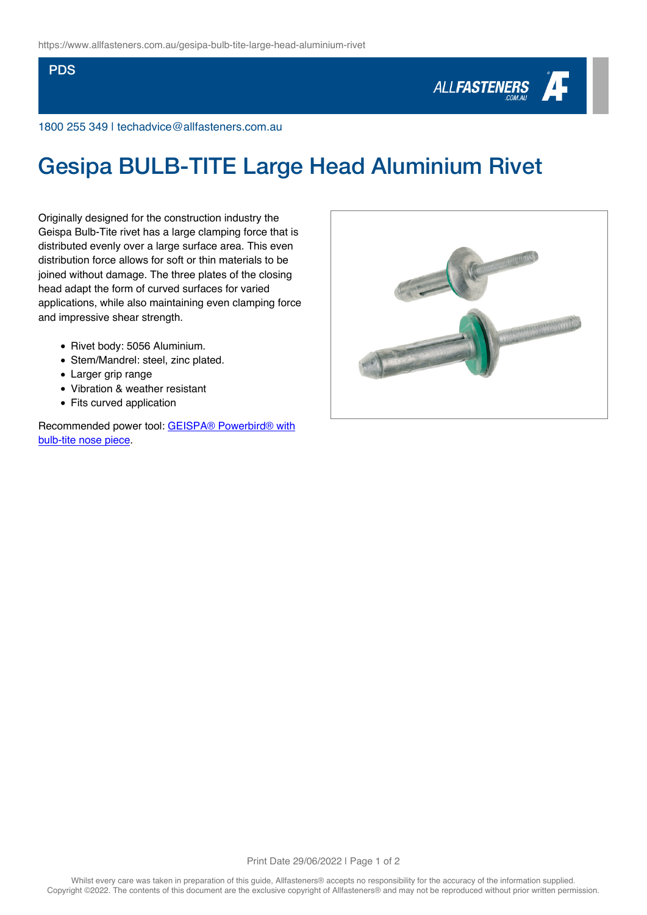https://www.allfasteners.com.au/gesipa-bulb-tite-large-head-aluminium-rivet

PDS

1800 255 349 l techadvice@allfasteners.com.au

# Gesipa BULB-TITE Large Head Aluminium Rivet

Originally designed for the construction industry the Geispa Bulb-Tite rivet has a large clamping force that is distributed evenly over a large surface area. This even distribution force allows for soft or thin materials to be joined without damage. The three plates of the closing head adapt the form of curved surfaces for varied applications, while also maintaining even clamping force and impressive shear strength.

- Rivet body: 5056 Aluminium.
- Stem/Mandrel: steel, zinc plated.
- Larger grip range
- Vibration & weather resistant
- Fits curved application

Recommended power tool: [GEISPA® Powerbird® with bulb-tite nose piece](#).

Print Date 29/06/2022

Whilst every care was taken in preparation of this guide, Allfasteners® accepts no responsibility for the accuracy of the information supplied. Copyright ©2022. The contents of this document are the exclusive copyright of Allfasteners® and may not be reproduced without prior written permission.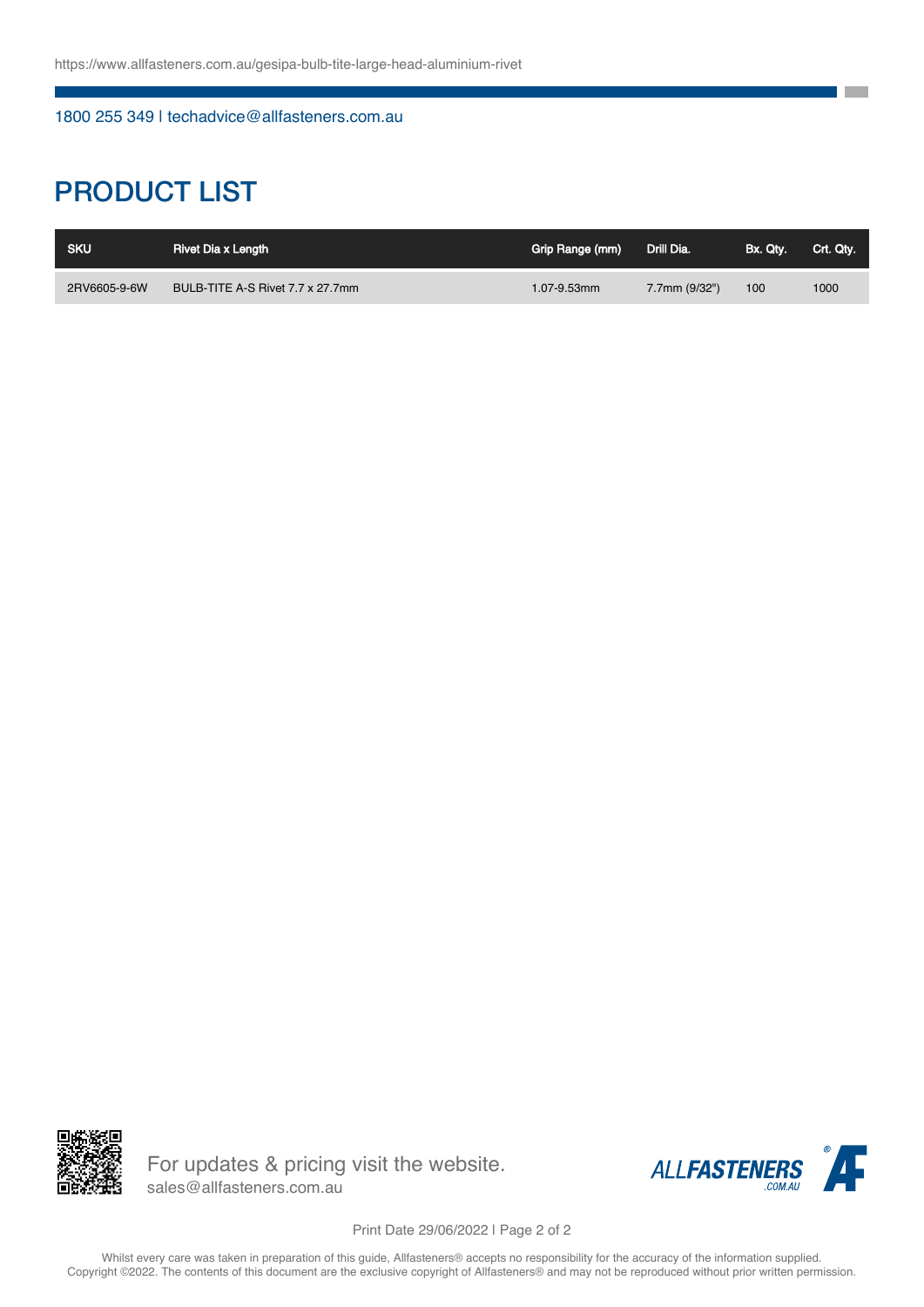## PRODUCT LIST

| SKU | Rivet Dia x Length | Grip Range (mm) | Drill Dia. | Bx. Qty. | Crt. Qty. |
|---|---|---|---|---|---|
| 2RV6605-9-6W | BULB-TITE A-S Rivet 7.7 x 27.7mm | 1.07-9.53mm | 7.7mm (9/32") | 100 | 1000 |

For updates & pricing visit the website.
sales@allfasteners.com.au

Whilst every care was taken in preparation of this guide, Allfasteners® accepts no responsibility for the accuracy of the information supplied. Copyright ©2022. The contents of this document are the exclusive copyright of Allfasteners® and may not be reproduced without prior written permission.